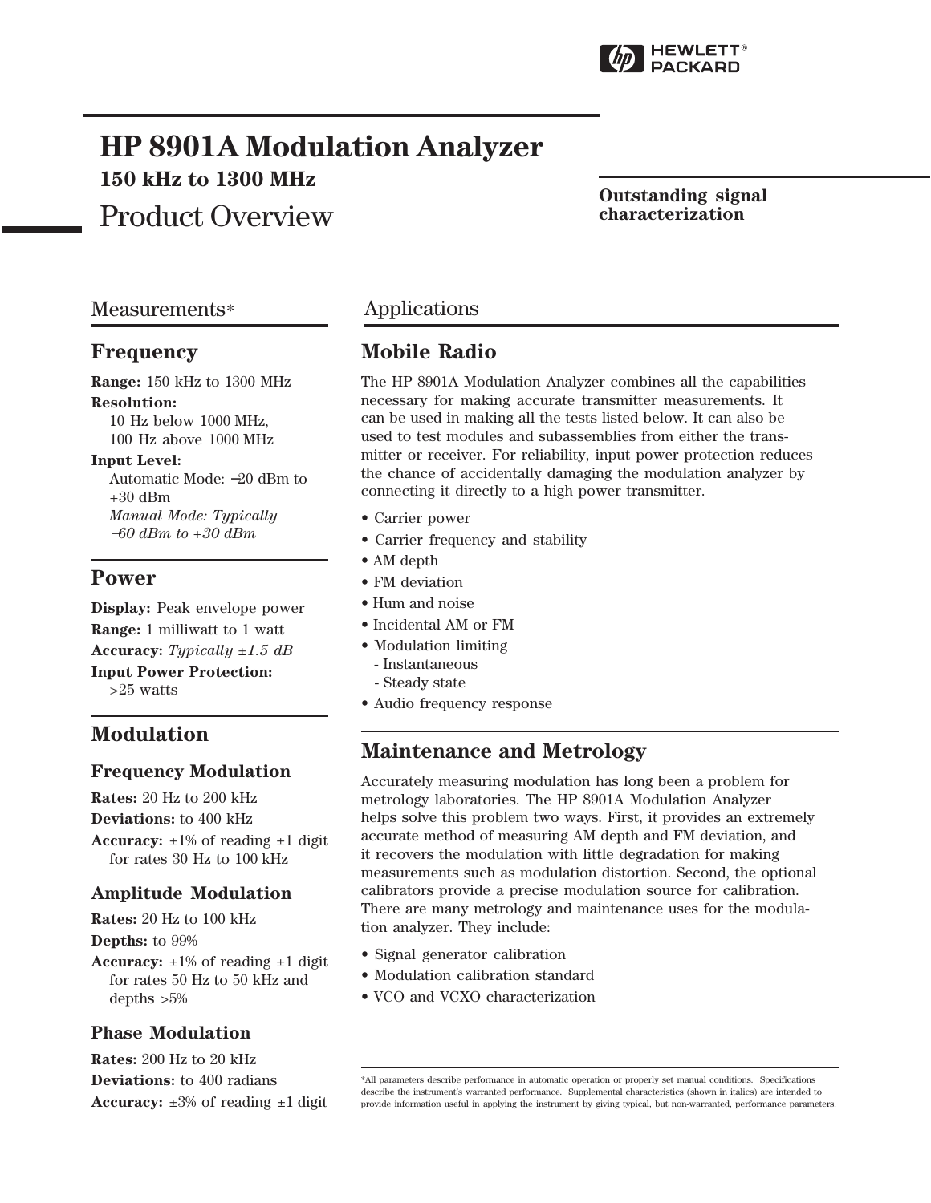# HP 8901A Modulation Analyzer

**150 kHz to 1300 MHz**

Product Overview

**Outstanding signal characterization**

## Measurements*

### Frequency

**Range:** 150 kHz to 1300 MHz

**Resolution:**
10 Hz below 1000 MHz,
100 Hz above 1000 MHz

**Input Level:**
Automatic Mode: −20 dBm to +30 dBm
*Manual Mode: Typically −60 dBm to +30 dBm*

### Power

**Display:** Peak envelope power

**Range:** 1 milliwatt to 1 watt

**Accuracy:** *Typically ±1.5 dB*

**Input Power Protection:**
>25 watts

### Modulation

#### Frequency Modulation

**Rates:** 20 Hz to 200 kHz

**Deviations:** to 400 kHz

**Accuracy:** ±1% of reading ±1 digit for rates 30 Hz to 100 kHz

#### Amplitude Modulation

**Rates:** 20 Hz to 100 kHz

**Depths:** to 99%

**Accuracy:** ±1% of reading ±1 digit for rates 50 Hz to 50 kHz and depths >5%

#### Phase Modulation

**Rates:** 200 Hz to 20 kHz

**Deviations:** to 400 radians

**Accuracy:** ±3% of reading ±1 digit

## Applications

### Mobile Radio

The HP 8901A Modulation Analyzer combines all the capabilities necessary for making accurate transmitter measurements. It can be used in making all the tests listed below. It can also be used to test modules and subassemblies from either the transmitter or receiver. For reliability, input power protection reduces the chance of accidentally damaging the modulation analyzer by connecting it directly to a high power transmitter.

- Carrier power
- Carrier frequency and stability
- AM depth
- FM deviation
- Hum and noise
- Incidental AM or FM
- Modulation limiting
  - Instantaneous
  - Steady state
- Audio frequency response

### Maintenance and Metrology

Accurately measuring modulation has long been a problem for metrology laboratories. The HP 8901A Modulation Analyzer helps solve this problem two ways. First, it provides an extremely accurate method of measuring AM depth and FM deviation, and it recovers the modulation with little degradation for making measurements such as modulation distortion. Second, the optional calibrators provide a precise modulation source for calibration. There are many metrology and maintenance uses for the modulation analyzer. They include:

- Signal generator calibration
- Modulation calibration standard
- VCO and VCXO characterization

*All parameters describe performance in automatic operation or properly set manual conditions. Specifications describe the instrument's warranted performance. Supplemental characteristics (shown in italics) are intended to provide information useful in applying the instrument by giving typical, but non-warranted, performance parameters.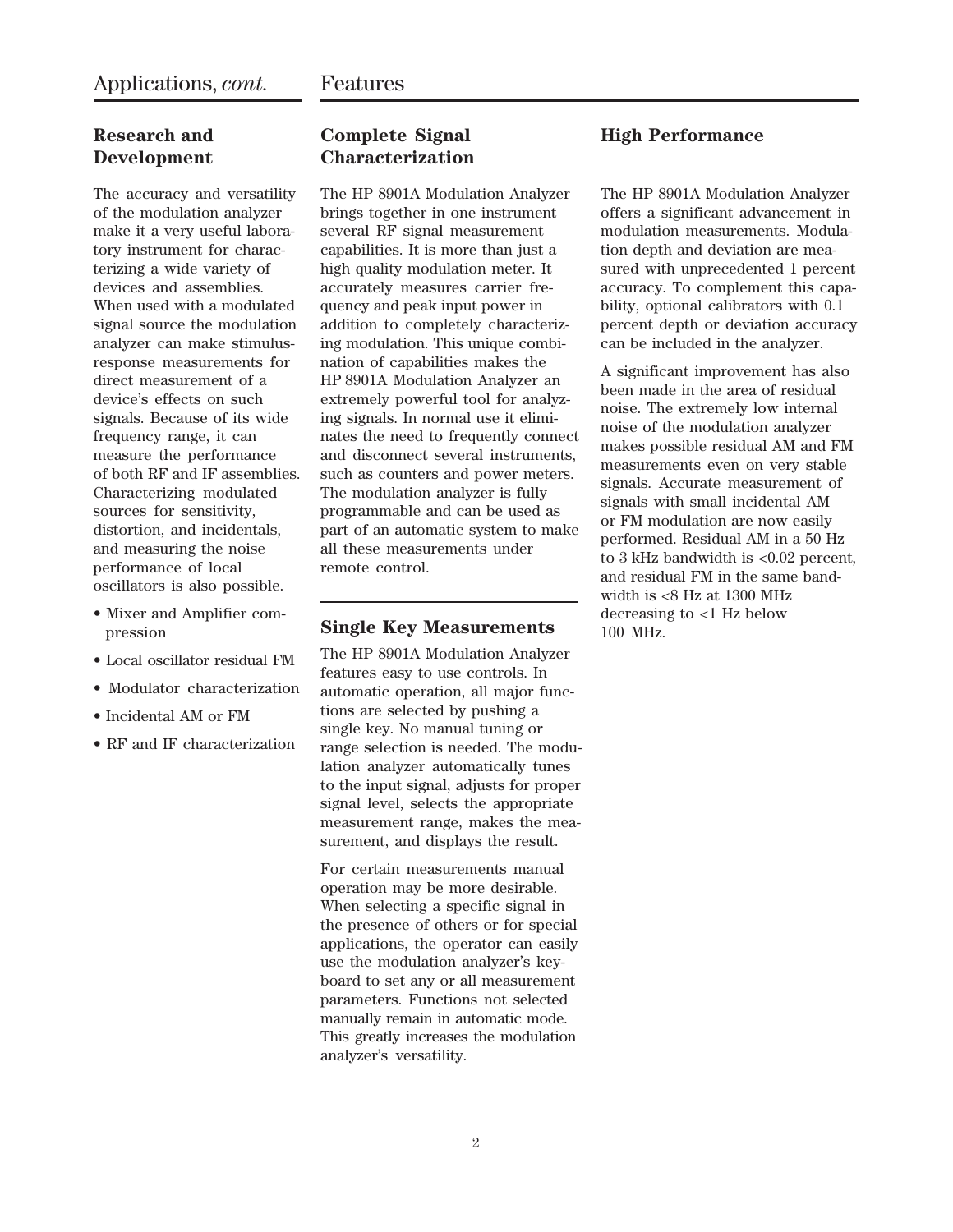## Applications, *cont.*

### Research and Development

The accuracy and versatility of the modulation analyzer make it a very useful laboratory instrument for characterizing a wide variety of devices and assemblies. When used with a modulated signal source the modulation analyzer can make stimulus-response measurements for direct measurement of a device's effects on such signals. Because of its wide frequency range, it can measure the performance of both RF and IF assemblies. Characterizing modulated sources for sensitivity, distortion, and incidentals, and measuring the noise performance of local oscillators is also possible.

- Mixer and Amplifier compression
- Local oscillator residual FM
- Modulator characterization
- Incidental AM or FM
- RF and IF characterization

## Features

### Complete Signal Characterization

The HP 8901A Modulation Analyzer brings together in one instrument several RF signal measurement capabilities. It is more than just a high quality modulation meter. It accurately measures carrier frequency and peak input power in addition to completely characterizing modulation. This unique combination of capabilities makes the HP 8901A Modulation Analyzer an extremely powerful tool for analyzing signals. In normal use it eliminates the need to frequently connect and disconnect several instruments, such as counters and power meters. The modulation analyzer is fully programmable and can be used as part of an automatic system to make all these measurements under remote control.

### Single Key Measurements

The HP 8901A Modulation Analyzer features easy to use controls. In automatic operation, all major functions are selected by pushing a single key. No manual tuning or range selection is needed. The modulation analyzer automatically tunes to the input signal, adjusts for proper signal level, selects the appropriate measurement range, makes the measurement, and displays the result.

For certain measurements manual operation may be more desirable. When selecting a specific signal in the presence of others or for special applications, the operator can easily use the modulation analyzer's keyboard to set any or all measurement parameters. Functions not selected manually remain in automatic mode. This greatly increases the modulation analyzer's versatility.

### High Performance

The HP 8901A Modulation Analyzer offers a significant advancement in modulation measurements. Modulation depth and deviation are measured with unprecedented 1 percent accuracy. To complement this capability, optional calibrators with 0.1 percent depth or deviation accuracy can be included in the analyzer.

A significant improvement has also been made in the area of residual noise. The extremely low internal noise of the modulation analyzer makes possible residual AM and FM measurements even on very stable signals. Accurate measurement of signals with small incidental AM or FM modulation are now easily performed. Residual AM in a 50 Hz to 3 kHz bandwidth is <0.02 percent, and residual FM in the same bandwidth is <8 Hz at 1300 MHz decreasing to <1 Hz below 100 MHz.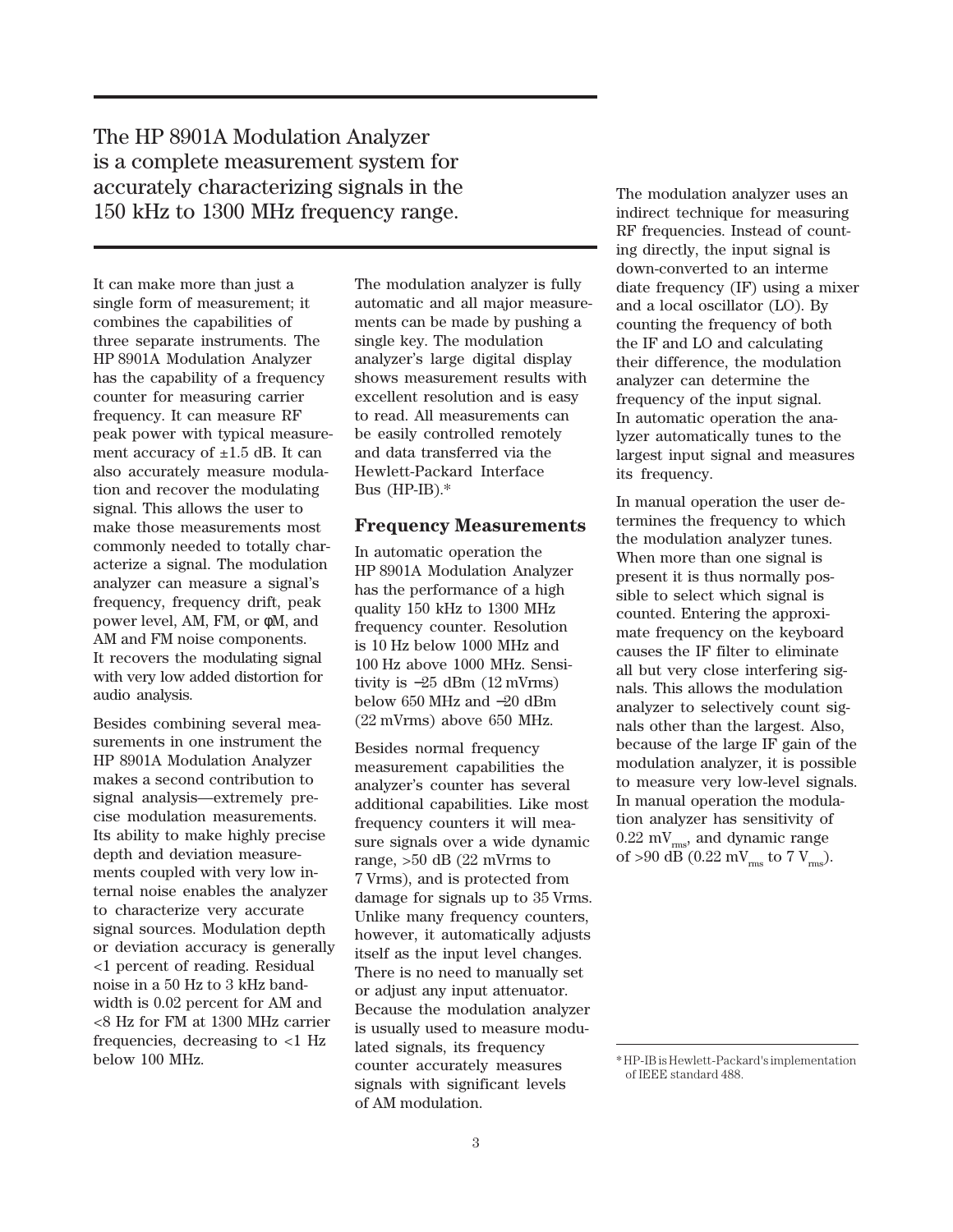The HP 8901A Modulation Analyzer is a complete measurement system for accurately characterizing signals in the 150 kHz to 1300 MHz frequency range.

It can make more than just a single form of measurement; it combines the capabilities of three separate instruments. The HP 8901A Modulation Analyzer has the capability of a frequency counter for measuring carrier frequency. It can measure RF peak power with typical measurement accuracy of ±1.5 dB. It can also accurately measure modulation and recover the modulating signal. This allows the user to make those measurements most commonly needed to totally characterize a signal. The modulation analyzer can measure a signal's frequency, frequency drift, peak power level, AM, FM, or φM, and AM and FM noise components. It recovers the modulating signal with very low added distortion for audio analysis.

Besides combining several measurements in one instrument the HP 8901A Modulation Analyzer makes a second contribution to signal analysis—extremely precise modulation measurements. Its ability to make highly precise depth and deviation measurements coupled with very low internal noise enables the analyzer to characterize very accurate signal sources. Modulation depth or deviation accuracy is generally <1 percent of reading. Residual noise in a 50 Hz to 3 kHz bandwidth is 0.02 percent for AM and <8 Hz for FM at 1300 MHz carrier frequencies, decreasing to <1 Hz below 100 MHz.

The modulation analyzer is fully automatic and all major measurements can be made by pushing a single key. The modulation analyzer's large digital display shows measurement results with excellent resolution and is easy to read. All measurements can be easily controlled remotely and data transferred via the Hewlett-Packard Interface Bus (HP-IB).*

## Frequency Measurements

In automatic operation the HP 8901A Modulation Analyzer has the performance of a high quality 150 kHz to 1300 MHz frequency counter. Resolution is 10 Hz below 1000 MHz and 100 Hz above 1000 MHz. Sensitivity is −25 dBm (12 mVrms) below 650 MHz and −20 dBm (22 mVrms) above 650 MHz.

Besides normal frequency measurement capabilities the analyzer's counter has several additional capabilities. Like most frequency counters it will measure signals over a wide dynamic range, >50 dB (22 mVrms to 7 Vrms), and is protected from damage for signals up to 35 Vrms. Unlike many frequency counters, however, it automatically adjusts itself as the input level changes. There is no need to manually set or adjust any input attenuator. Because the modulation analyzer is usually used to measure modulated signals, its frequency counter accurately measures signals with significant levels of AM modulation.

The modulation analyzer uses an indirect technique for measuring RF frequencies. Instead of counting directly, the input signal is down-converted to an intermediate frequency (IF) using a mixer and a local oscillator (LO). By counting the frequency of both the IF and LO and calculating their difference, the modulation analyzer can determine the frequency of the input signal. In automatic operation the analyzer automatically tunes to the largest input signal and measures its frequency.

In manual operation the user determines the frequency to which the modulation analyzer tunes. When more than one signal is present it is thus normally possible to select which signal is counted. Entering the approximate frequency on the keyboard causes the IF filter to eliminate all but very close interfering signals. This allows the modulation analyzer to selectively count signals other than the largest. Also, because of the large IF gain of the modulation analyzer, it is possible to measure very low-level signals. In manual operation the modulation analyzer has sensitivity of 0.22 $mV_{rms}$, and dynamic range of >90 dB (0.22 $mV_{rms}$ to 7 $V_{rms}$).

* HP-IB is Hewlett-Packard's implementation of IEEE standard 488.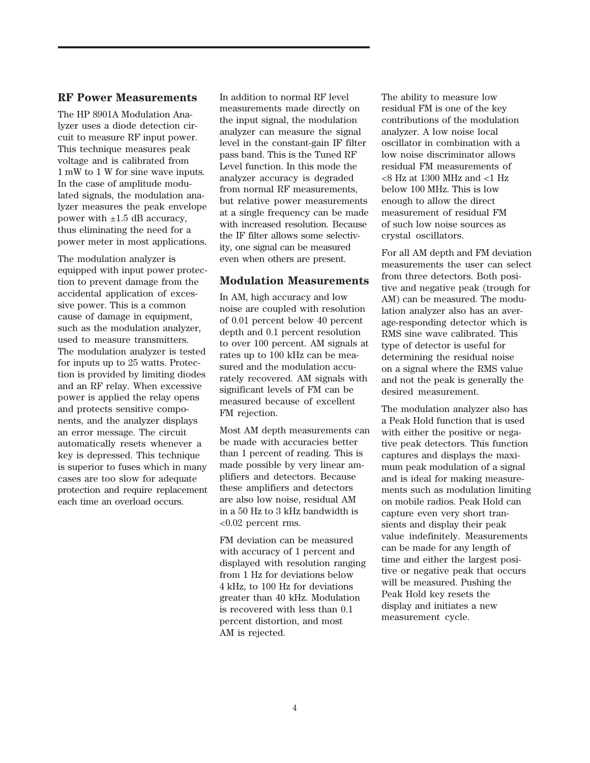## RF Power Measurements

The HP 8901A Modulation Analyzer uses a diode detection circuit to measure RF input power. This technique measures peak voltage and is calibrated from 1 mW to 1 W for sine wave inputs. In the case of amplitude modulated signals, the modulation analyzer measures the peak envelope power with ±1.5 dB accuracy, thus eliminating the need for a power meter in most applications.

The modulation analyzer is equipped with input power protection to prevent damage from the accidental application of excessive power. This is a common cause of damage in equipment, such as the modulation analyzer, used to measure transmitters. The modulation analyzer is tested for inputs up to 25 watts. Protection is provided by limiting diodes and an RF relay. When excessive power is applied the relay opens and protects sensitive components, and the analyzer displays an error message. The circuit automatically resets whenever a key is depressed. This technique is superior to fuses which in many cases are too slow for adequate protection and require replacement each time an overload occurs.

In addition to normal RF level measurements made directly on the input signal, the modulation analyzer can measure the signal level in the constant-gain IF filter pass band. This is the Tuned RF Level function. In this mode the analyzer accuracy is degraded from normal RF measurements, but relative power measurements at a single frequency can be made with increased resolution. Because the IF filter allows some selectivity, one signal can be measured even when others are present.

## Modulation Measurements

In AM, high accuracy and low noise are coupled with resolution of 0.01 percent below 40 percent depth and 0.1 percent resolution to over 100 percent. AM signals at rates up to 100 kHz can be measured and the modulation accurately recovered. AM signals with significant levels of FM can be measured because of excellent FM rejection.

Most AM depth measurements can be made with accuracies better than 1 percent of reading. This is made possible by very linear amplifiers and detectors. Because these amplifiers and detectors are also low noise, residual AM in a 50 Hz to 3 kHz bandwidth is <0.02 percent rms.

FM deviation can be measured with accuracy of 1 percent and displayed with resolution ranging from 1 Hz for deviations below 4 kHz, to 100 Hz for deviations greater than 40 kHz. Modulation is recovered with less than 0.1 percent distortion, and most AM is rejected.

The ability to measure low residual FM is one of the key contributions of the modulation analyzer. A low noise local oscillator in combination with a low noise discriminator allows residual FM measurements of <8 Hz at 1300 MHz and <1 Hz below 100 MHz. This is low enough to allow the direct measurement of residual FM of such low noise sources as crystal oscillators.

For all AM depth and FM deviation measurements the user can select from three detectors. Both positive and negative peak (trough for AM) can be measured. The modulation analyzer also has an average-responding detector which is RMS sine wave calibrated. This type of detector is useful for determining the residual noise on a signal where the RMS value and not the peak is generally the desired measurement.

The modulation analyzer also has a Peak Hold function that is used with either the positive or negative peak detectors. This function captures and displays the maximum peak modulation of a signal and is ideal for making measurements such as modulation limiting on mobile radios. Peak Hold can capture even very short transients and display their peak value indefinitely. Measurements can be made for any length of time and either the largest positive or negative peak that occurs will be measured. Pushing the Peak Hold key resets the display and initiates a new measurement cycle.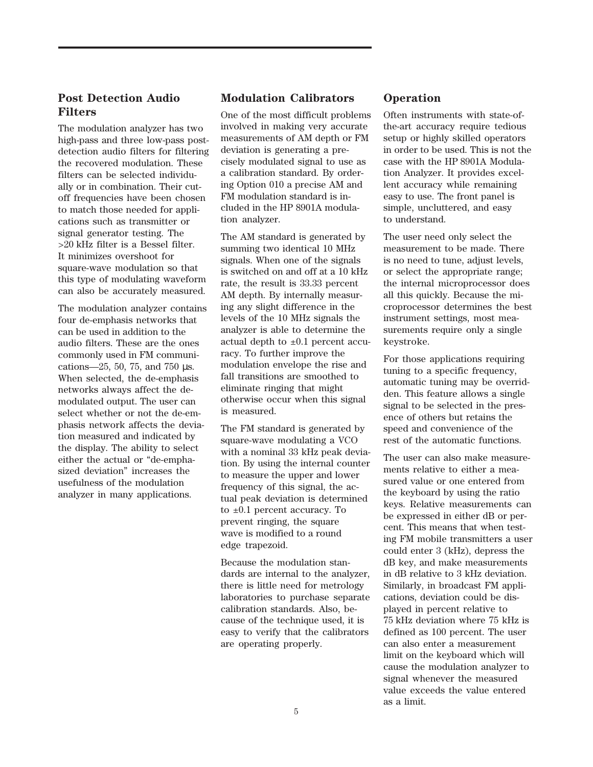## Post Detection Audio Filters

The modulation analyzer has two high-pass and three low-pass post-detection audio filters for filtering the recovered modulation. These filters can be selected individually or in combination. Their cutoff frequencies have been chosen to match those needed for applications such as transmitter or signal generator testing. The >20 kHz filter is a Bessel filter. It minimizes overshoot for square-wave modulation so that this type of modulating waveform can also be accurately measured.

The modulation analyzer contains four de-emphasis networks that can be used in addition to the audio filters. These are the ones commonly used in FM communications—25, 50, 75, and 750 µs. When selected, the de-emphasis networks always affect the demodulated output. The user can select whether or not the de-emphasis network affects the deviation measured and indicated by the display. The ability to select either the actual or "de-emphasized deviation" increases the usefulness of the modulation analyzer in many applications.

## Modulation Calibrators

One of the most difficult problems involved in making very accurate measurements of AM depth or FM deviation is generating a precisely modulated signal to use as a calibration standard. By ordering Option 010 a precise AM and FM modulation standard is included in the HP 8901A modulation analyzer.

The AM standard is generated by summing two identical 10 MHz signals. When one of the signals is switched on and off at a 10 kHz rate, the result is 33.33 percent AM depth. By internally measuring any slight difference in the levels of the 10 MHz signals the analyzer is able to determine the actual depth to ±0.1 percent accuracy. To further improve the modulation envelope the rise and fall transitions are smoothed to eliminate ringing that might otherwise occur when this signal is measured.

The FM standard is generated by square-wave modulating a VCO with a nominal 33 kHz peak deviation. By using the internal counter to measure the upper and lower frequency of this signal, the actual peak deviation is determined to ±0.1 percent accuracy. To prevent ringing, the square wave is modified to a round edge trapezoid.

Because the modulation standards are internal to the analyzer, there is little need for metrology laboratories to purchase separate calibration standards. Also, because of the technique used, it is easy to verify that the calibrators are operating properly.

## Operation

Often instruments with state-of-the-art accuracy require tedious setup or highly skilled operators in order to be used. This is not the case with the HP 8901A Modulation Analyzer. It provides excellent accuracy while remaining easy to use. The front panel is simple, uncluttered, and easy to understand.

The user need only select the measurement to be made. There is no need to tune, adjust levels, or select the appropriate range; the internal microprocessor does all this quickly. Because the microprocessor determines the best instrument settings, most measurements require only a single keystroke.

For those applications requiring tuning to a specific frequency, automatic tuning may be overridden. This feature allows a single signal to be selected in the presence of others but retains the speed and convenience of the rest of the automatic functions.

The user can also make measurements relative to either a measured value or one entered from the keyboard by using the ratio keys. Relative measurements can be expressed in either dB or percent. This means that when testing FM mobile transmitters a user could enter 3 (kHz), depress the dB key, and make measurements in dB relative to 3 kHz deviation. Similarly, in broadcast FM applications, deviation could be displayed in percent relative to 75 kHz deviation where 75 kHz is defined as 100 percent. The user can also enter a measurement limit on the keyboard which will cause the modulation analyzer to signal whenever the measured value exceeds the value entered as a limit.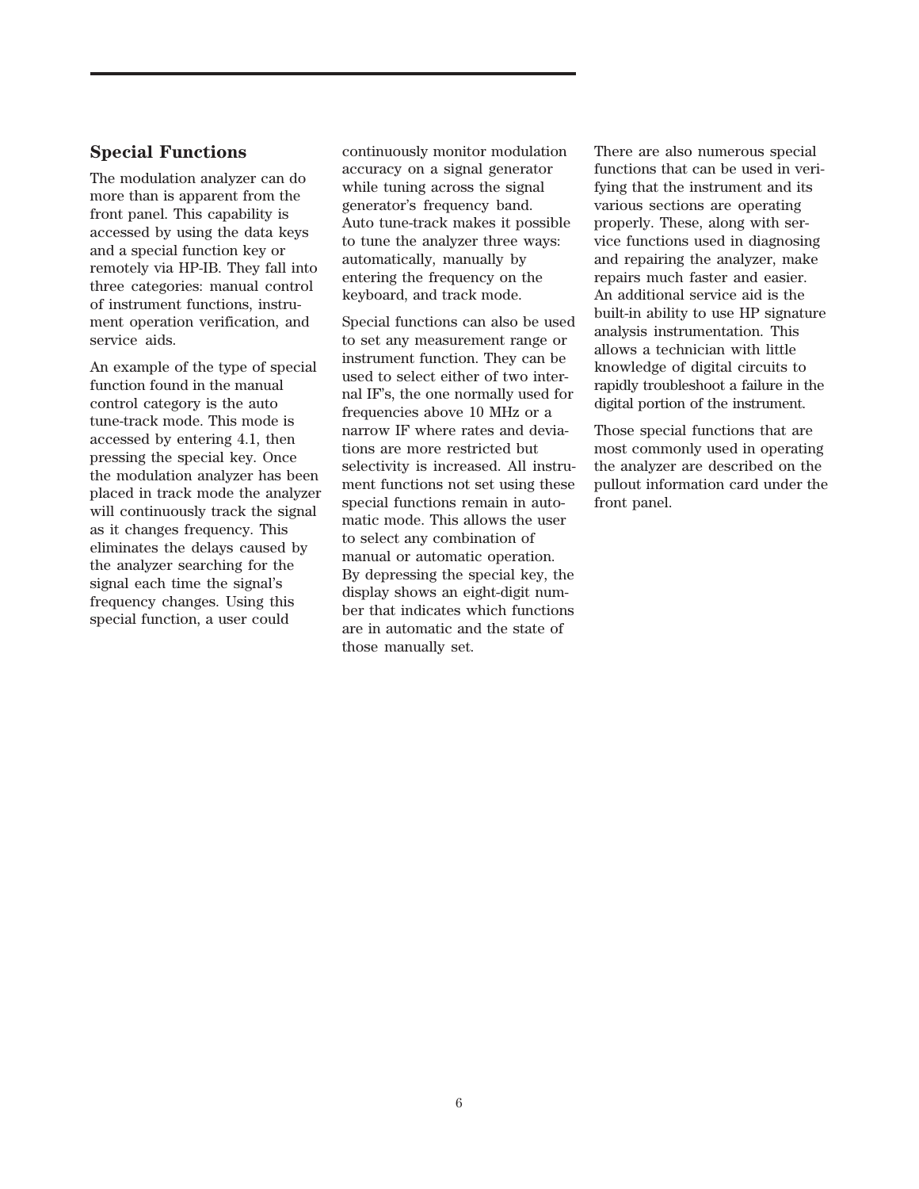## Special Functions

The modulation analyzer can do more than is apparent from the front panel. This capability is accessed by using the data keys and a special function key or remotely via HP-IB. They fall into three categories: manual control of instrument functions, instrument operation verification, and service aids.

An example of the type of special function found in the manual control category is the auto tune-track mode. This mode is accessed by entering 4.1, then pressing the special key. Once the modulation analyzer has been placed in track mode the analyzer will continuously track the signal as it changes frequency. This eliminates the delays caused by the analyzer searching for the signal each time the signal's frequency changes. Using this special function, a user could continuously monitor modulation accuracy on a signal generator while tuning across the signal generator's frequency band. Auto tune-track makes it possible to tune the analyzer three ways: automatically, manually by entering the frequency on the keyboard, and track mode.

Special functions can also be used to set any measurement range or instrument function. They can be used to select either of two internal IF's, the one normally used for frequencies above 10 MHz or a narrow IF where rates and deviations are more restricted but selectivity is increased. All instrument functions not set using these special functions remain in automatic mode. This allows the user to select any combination of manual or automatic operation. By depressing the special key, the display shows an eight-digit number that indicates which functions are in automatic and the state of those manually set.

There are also numerous special functions that can be used in verifying that the instrument and its various sections are operating properly. These, along with service functions used in diagnosing and repairing the analyzer, make repairs much faster and easier. An additional service aid is the built-in ability to use HP signature analysis instrumentation. This allows a technician with little knowledge of digital circuits to rapidly troubleshoot a failure in the digital portion of the instrument.

Those special functions that are most commonly used in operating the analyzer are described on the pullout information card under the front panel.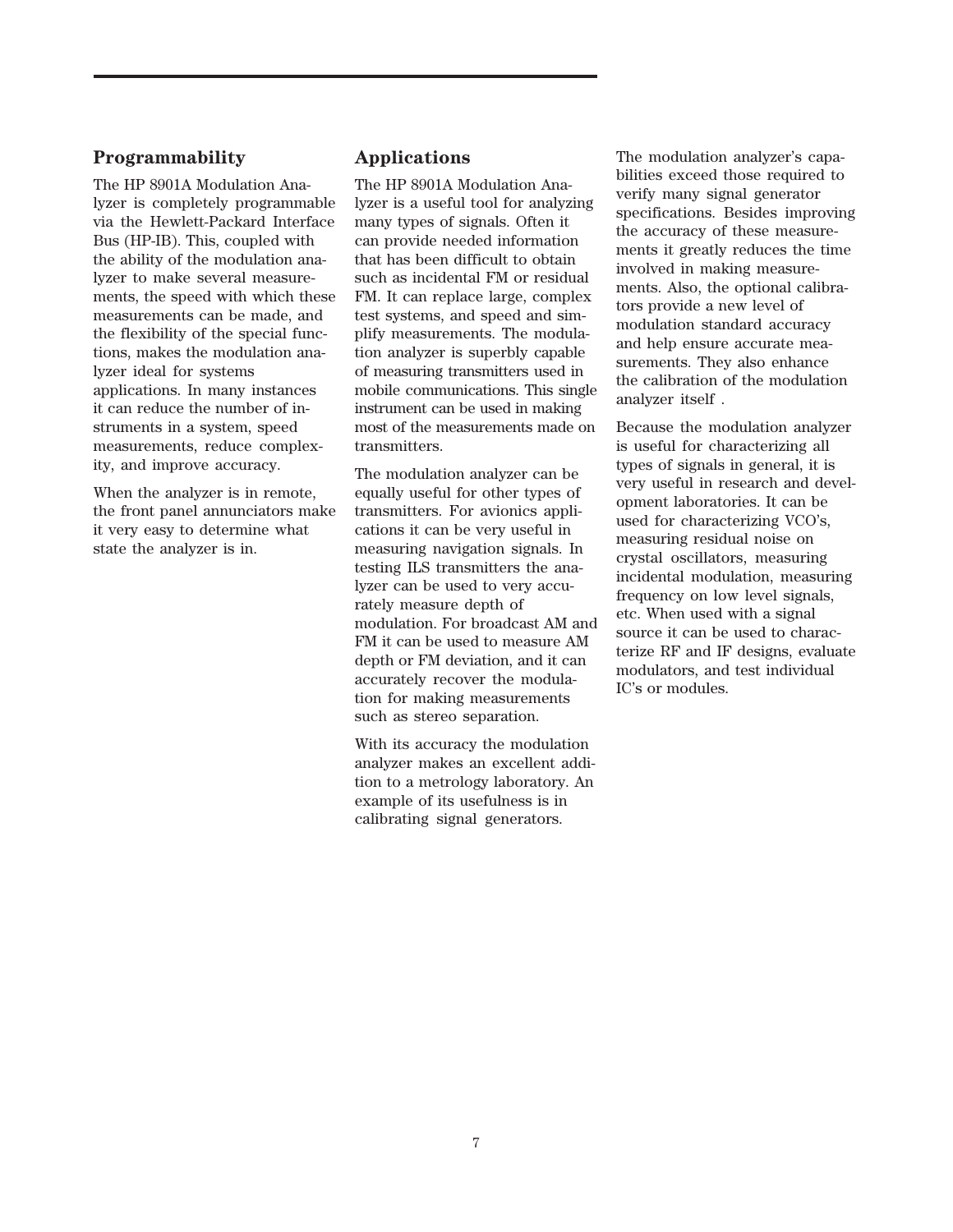## Programmability

The HP 8901A Modulation Analyzer is completely programmable via the Hewlett-Packard Interface Bus (HP-IB). This, coupled with the ability of the modulation analyzer to make several measurements, the speed with which these measurements can be made, and the flexibility of the special functions, makes the modulation analyzer ideal for systems applications. In many instances it can reduce the number of instruments in a system, speed measurements, reduce complexity, and improve accuracy.

When the analyzer is in remote, the front panel annunciators make it very easy to determine what state the analyzer is in.

## Applications

The HP 8901A Modulation Analyzer is a useful tool for analyzing many types of signals. Often it can provide needed information that has been difficult to obtain such as incidental FM or residual FM. It can replace large, complex test systems, and speed and simplify measurements. The modulation analyzer is superbly capable of measuring transmitters used in mobile communications. This single instrument can be used in making most of the measurements made on transmitters.

The modulation analyzer can be equally useful for other types of transmitters. For avionics applications it can be very useful in measuring navigation signals. In testing ILS transmitters the analyzer can be used to very accurately measure depth of modulation. For broadcast AM and FM it can be used to measure AM depth or FM deviation, and it can accurately recover the modulation for making measurements such as stereo separation.

With its accuracy the modulation analyzer makes an excellent addition to a metrology laboratory. An example of its usefulness is in calibrating signal generators.

The modulation analyzer's capabilities exceed those required to verify many signal generator specifications. Besides improving the accuracy of these measurements it greatly reduces the time involved in making measurements. Also, the optional calibrators provide a new level of modulation standard accuracy and help ensure accurate measurements. They also enhance the calibration of the modulation analyzer itself .

Because the modulation analyzer is useful for characterizing all types of signals in general, it is very useful in research and development laboratories. It can be used for characterizing VCO's, measuring residual noise on crystal oscillators, measuring incidental modulation, measuring frequency on low level signals, etc. When used with a signal source it can be used to characterize RF and IF designs, evaluate modulators, and test individual IC's or modules.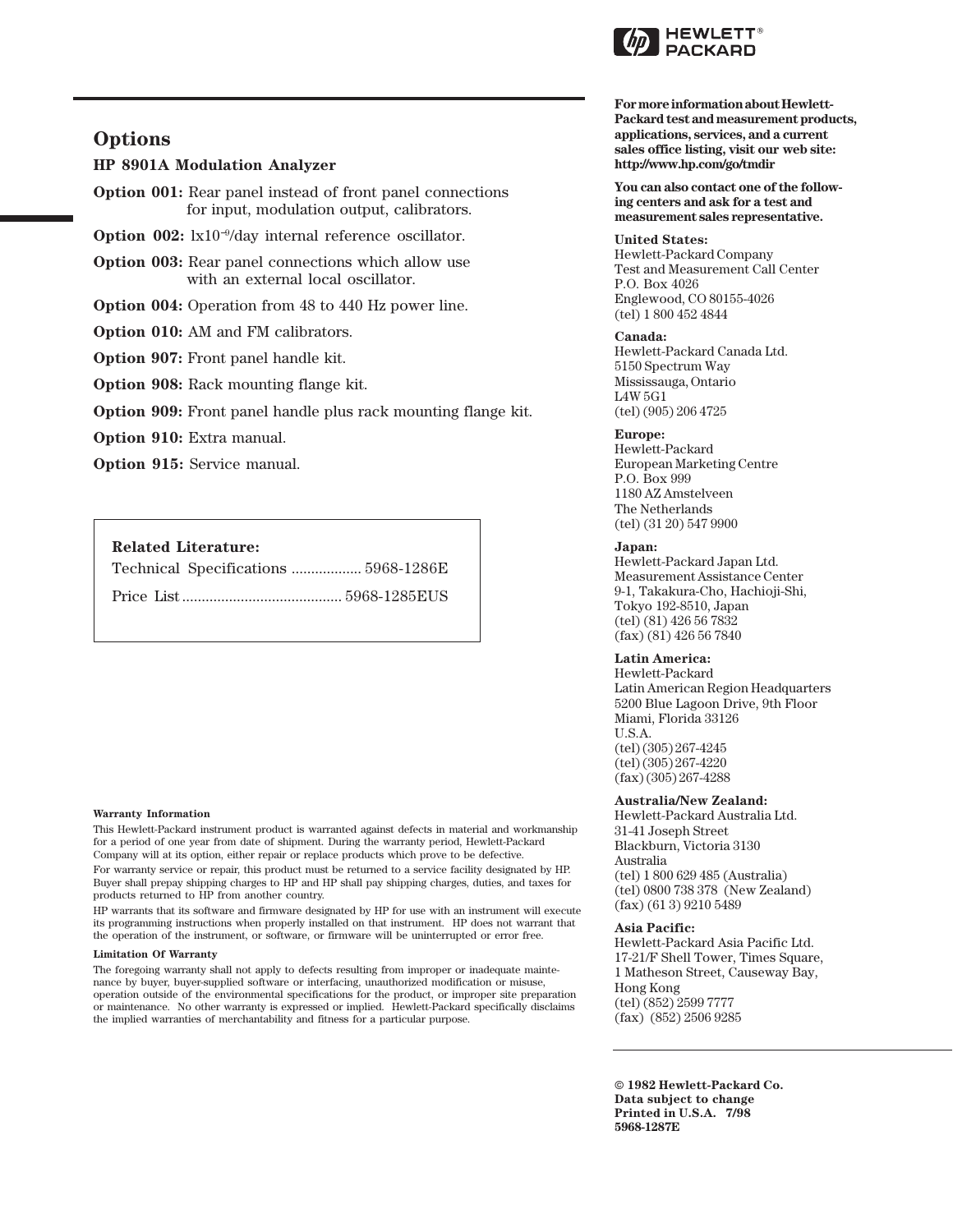## Options

### HP 8901A Modulation Analyzer

**Option 001:** Rear panel instead of front panel connections for input, modulation output, calibrators.

**Option 002:** $1 \times 10^{-9}$/day internal reference oscillator.

**Option 003:** Rear panel connections which allow use with an external local oscillator.

**Option 004:** Operation from 48 to 440 Hz power line.

**Option 010:** AM and FM calibrators.

**Option 907:** Front panel handle kit.

**Option 908:** Rack mounting flange kit.

**Option 909:** Front panel handle plus rack mounting flange kit.

**Option 910:** Extra manual.

**Option 915:** Service manual.

**Related Literature:**

Technical Specifications .................. 5968-1286E

Price List ......................................... 5968-1285EUS

**Warranty Information**

This Hewlett-Packard instrument product is warranted against defects in material and workmanship for a period of one year from date of shipment. During the warranty period, Hewlett-Packard Company will at its option, either repair or replace products which prove to be defective.

For warranty service or repair, this product must be returned to a service facility designated by HP. Buyer shall prepay shipping charges to HP and HP shall pay shipping charges, duties, and taxes for products returned to HP from another country.

HP warrants that its software and firmware designated by HP for use with an instrument will execute its programming instructions when properly installed on that instrument. HP does not warrant that the operation of the instrument, or software, or firmware will be uninterrupted or error free.

**Limitation Of Warranty**

The foregoing warranty shall not apply to defects resulting from improper or inadequate maintenance by buyer, buyer-supplied software or interfacing, unauthorized modification or misuse, operation outside of the environmental specifications for the product, or improper site preparation or maintenance. No other warranty is expressed or implied. Hewlett-Packard specifically disclaims the implied warranties of merchantability and fitness for a particular purpose.

**For more information about Hewlett-Packard test and measurement products, applications, services, and a current sales office listing, visit our web site: http://www.hp.com/go/tmdir**

**You can also contact one of the following centers and ask for a test and measurement sales representative.**

**United States:**
Hewlett-Packard Company
Test and Measurement Call Center
P.O. Box 4026
Englewood, CO 80155-4026
(tel) 1 800 452 4844

**Canada:**
Hewlett-Packard Canada Ltd.
5150 Spectrum Way
Mississauga, Ontario
L4W 5G1
(tel) (905) 206 4725

**Europe:**
Hewlett-Packard
European Marketing Centre
P.O. Box 999
1180 AZ Amstelveen
The Netherlands
(tel) (31 20) 547 9900

**Japan:**
Hewlett-Packard Japan Ltd.
Measurement Assistance Center
9-1, Takakura-Cho, Hachioji-Shi,
Tokyo 192-8510, Japan
(tel) (81) 426 56 7832
(fax) (81) 426 56 7840

**Latin America:**
Hewlett-Packard
Latin American Region Headquarters
5200 Blue Lagoon Drive, 9th Floor
Miami, Florida 33126
U.S.A.
(tel) (305) 267-4245
(tel) (305) 267-4220
(fax) (305) 267-4288

**Australia/New Zealand:**
Hewlett-Packard Australia Ltd.
31-41 Joseph Street
Blackburn, Victoria 3130
Australia
(tel) 1 800 629 485 (Australia)
(tel) 0800 738 378 (New Zealand)
(fax) (61 3) 9210 5489

**Asia Pacific:**
Hewlett-Packard Asia Pacific Ltd.
17-21/F Shell Tower, Times Square,
1 Matheson Street, Causeway Bay,
Hong Kong
(tel) (852) 2599 7777
(fax) (852) 2506 9285

**© 1982 Hewlett-Packard Co.**
**Data subject to change**
**Printed in U.S.A. 7/98**
**5968-1287E**